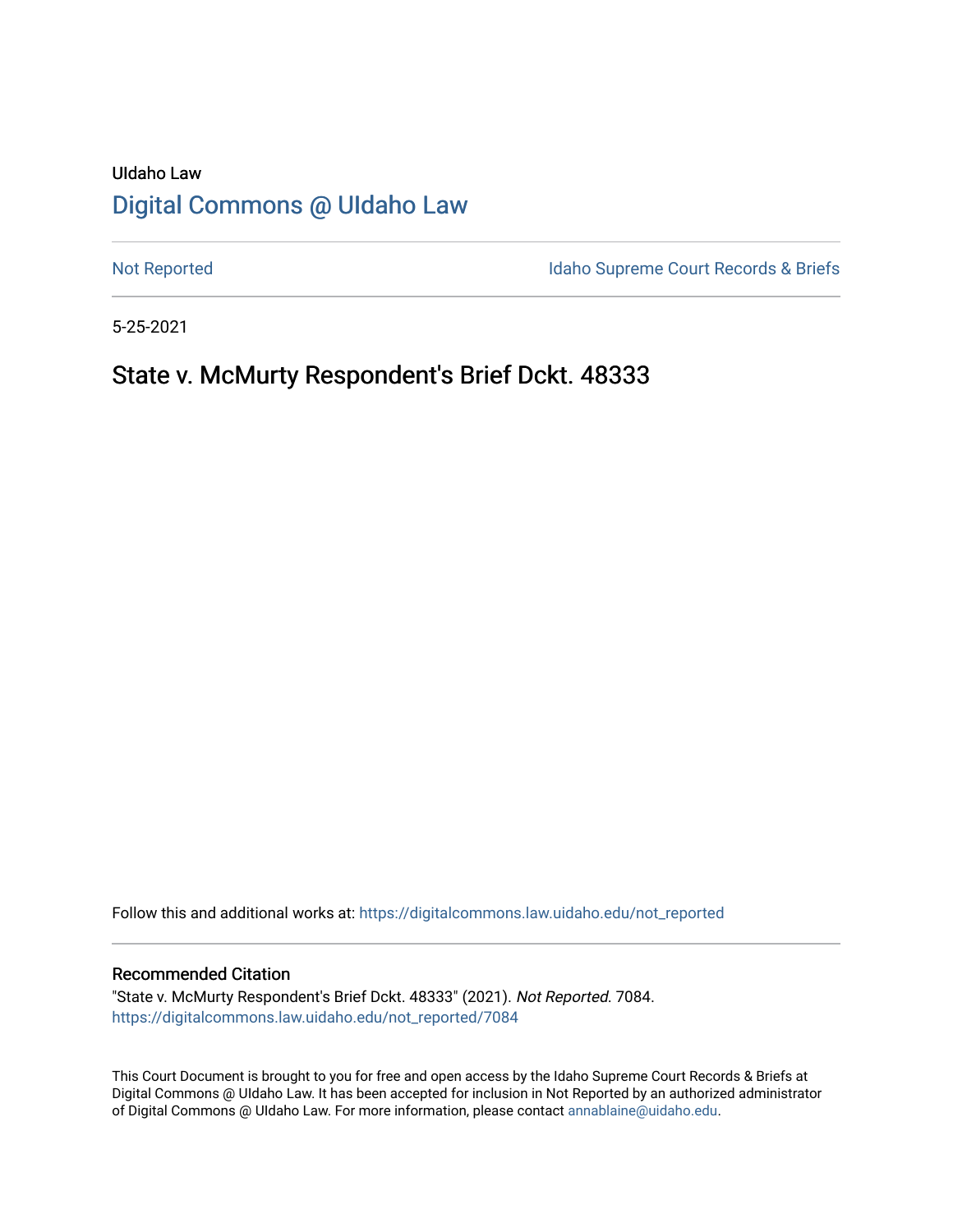UIdaho Law

# Digital Commons @ UIdaho Law

Not Reported

Idaho Supreme Court Records & Briefs

5-25-2021

## State v. McMurty Respondent's Brief Dckt. 48333

Follow this and additional works at: https://digitalcommons.law.uidaho.edu/not_reported

### Recommended Citation

"State v. McMurty Respondent's Brief Dckt. 48333" (2021). *Not Reported*. 7084.
https://digitalcommons.law.uidaho.edu/not_reported/7084

This Court Document is brought to you for free and open access by the Idaho Supreme Court Records & Briefs at Digital Commons @ UIdaho Law. It has been accepted for inclusion in Not Reported by an authorized administrator of Digital Commons @ UIdaho Law. For more information, please contact annablaine@uidaho.edu.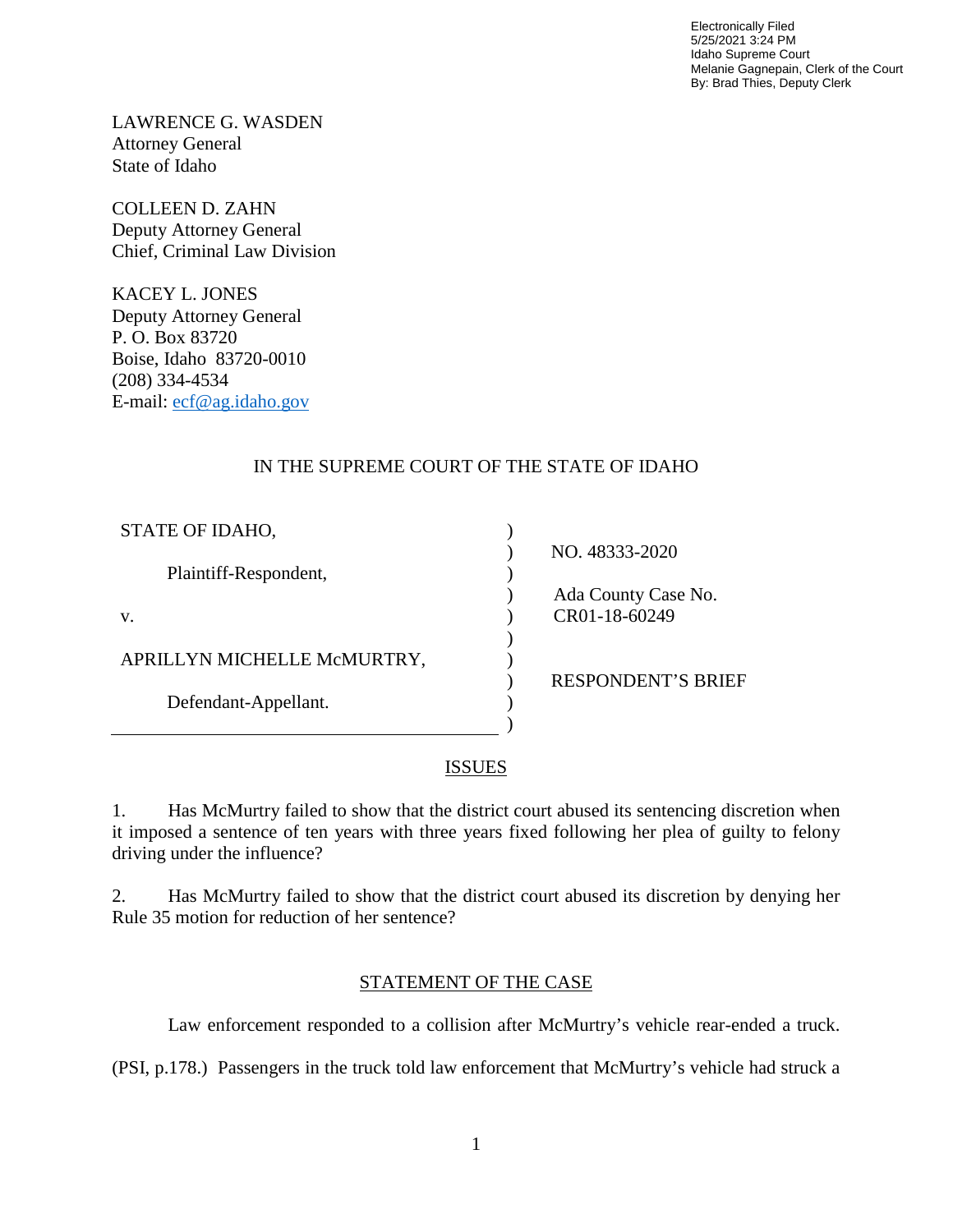Electronically Filed
5/25/2021 3:24 PM
Idaho Supreme Court
Melanie Gagnepain, Clerk of the Court
By: Brad Thies, Deputy Clerk

LAWRENCE G. WASDEN
Attorney General
State of Idaho

COLLEEN D. ZAHN
Deputy Attorney General
Chief, Criminal Law Division

KACEY L. JONES
Deputy Attorney General
P. O. Box 83720
Boise, Idaho 83720-0010
(208) 334-4534
E-mail: ecf@ag.idaho.gov

IN THE SUPREME COURT OF THE STATE OF IDAHO

| | |
|---|---|
| STATE OF IDAHO, | |
| Plaintiff-Respondent, | NO. 48333-2020 |
| v. | Ada County Case No. CR01-18-60249 |
| APRILLYN MICHELLE McMURTRY, | RESPONDENT'S BRIEF |
| Defendant-Appellant. | |

## ISSUES

1. Has McMurtry failed to show that the district court abused its sentencing discretion when it imposed a sentence of ten years with three years fixed following her plea of guilty to felony driving under the influence?

2. Has McMurtry failed to show that the district court abused its discretion by denying her Rule 35 motion for reduction of her sentence?

## STATEMENT OF THE CASE

Law enforcement responded to a collision after McMurtry's vehicle rear-ended a truck. (PSI, p.178.) Passengers in the truck told law enforcement that McMurtry's vehicle had struck a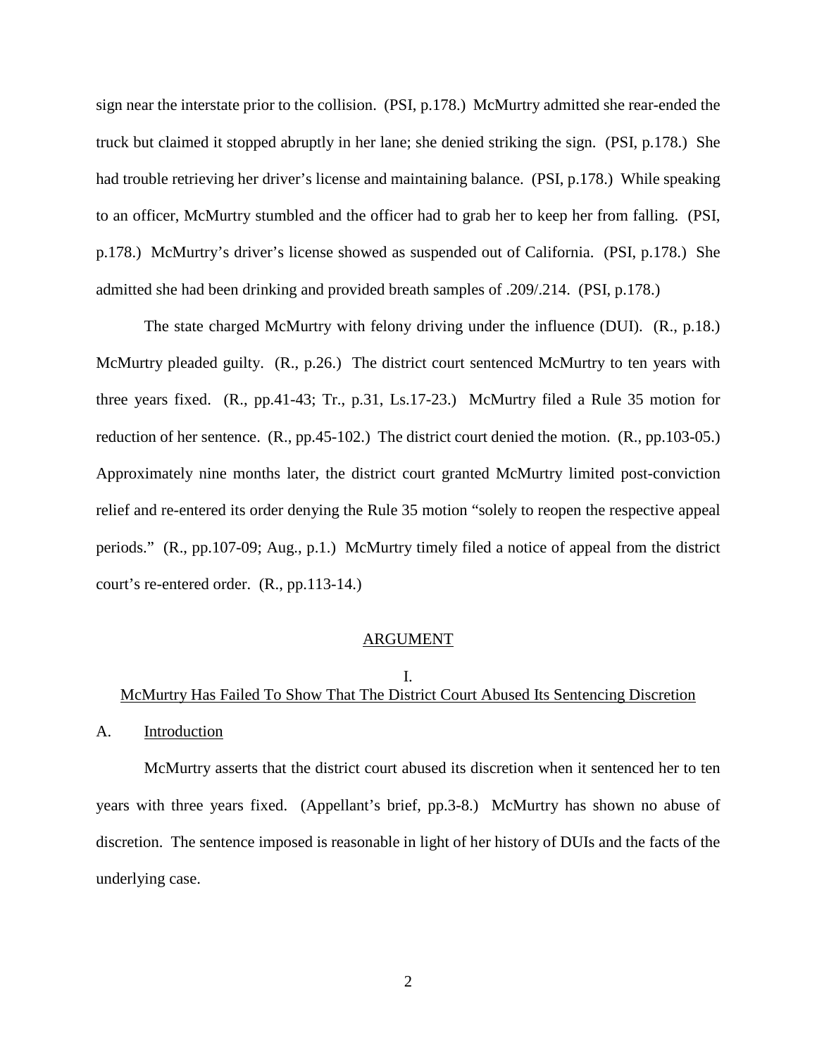sign near the interstate prior to the collision. (PSI, p.178.) McMurtry admitted she rear-ended the truck but claimed it stopped abruptly in her lane; she denied striking the sign. (PSI, p.178.) She had trouble retrieving her driver's license and maintaining balance. (PSI, p.178.) While speaking to an officer, McMurtry stumbled and the officer had to grab her to keep her from falling. (PSI, p.178.) McMurtry's driver's license showed as suspended out of California. (PSI, p.178.) She admitted she had been drinking and provided breath samples of .209/.214. (PSI, p.178.)

The state charged McMurtry with felony driving under the influence (DUI). (R., p.18.) McMurtry pleaded guilty. (R., p.26.) The district court sentenced McMurtry to ten years with three years fixed. (R., pp.41-43; Tr., p.31, Ls.17-23.) McMurtry filed a Rule 35 motion for reduction of her sentence. (R., pp.45-102.) The district court denied the motion. (R., pp.103-05.) Approximately nine months later, the district court granted McMurtry limited post-conviction relief and re-entered its order denying the Rule 35 motion "solely to reopen the respective appeal periods." (R., pp.107-09; Aug., p.1.) McMurtry timely filed a notice of appeal from the district court's re-entered order. (R., pp.113-14.)

## ARGUMENT

### I.
### McMurtry Has Failed To Show That The District Court Abused Its Sentencing Discretion

#### A. Introduction

McMurtry asserts that the district court abused its discretion when it sentenced her to ten years with three years fixed. (Appellant's brief, pp.3-8.) McMurtry has shown no abuse of discretion. The sentence imposed is reasonable in light of her history of DUIs and the facts of the underlying case.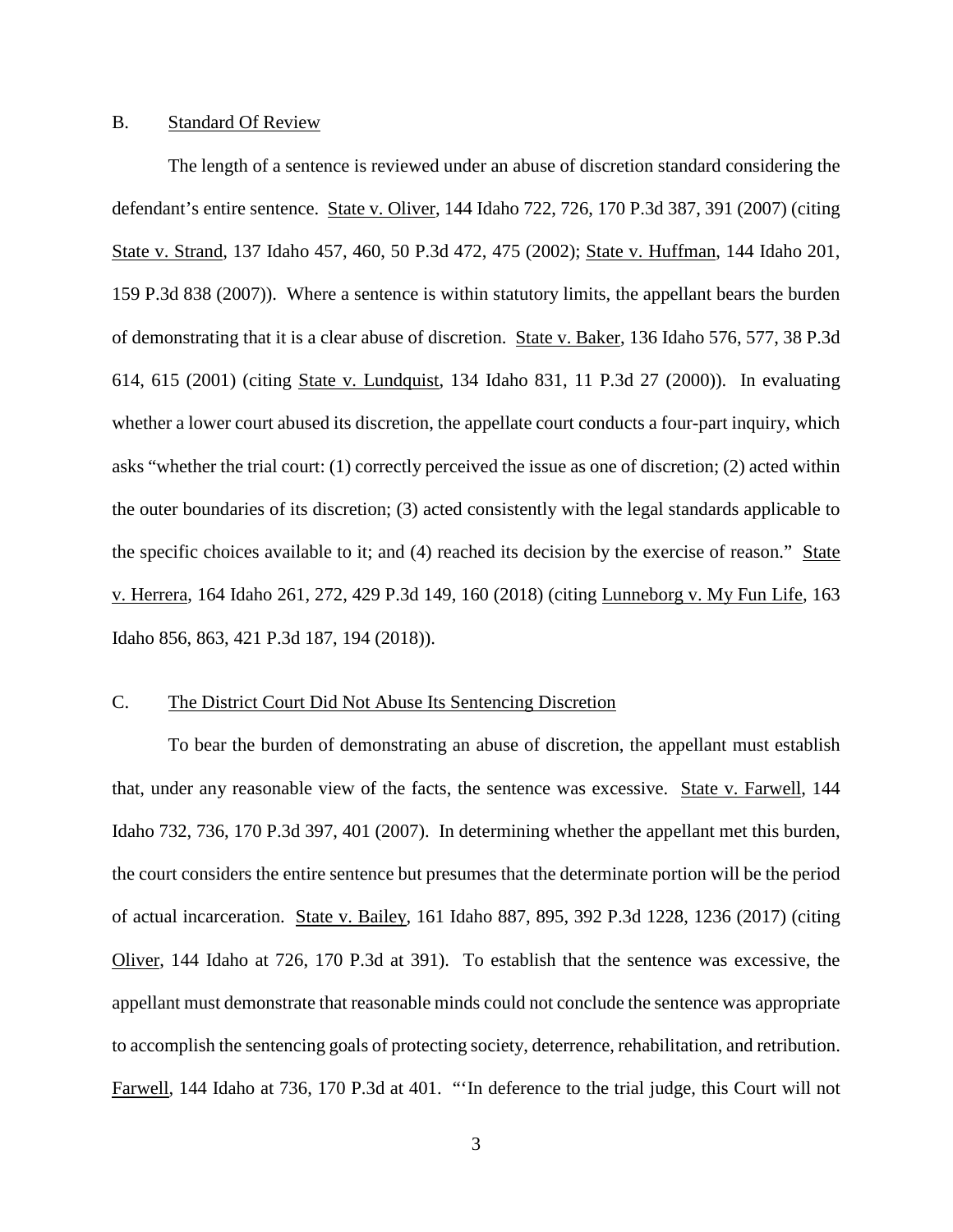## B. Standard Of Review

The length of a sentence is reviewed under an abuse of discretion standard considering the defendant's entire sentence. State v. Oliver, 144 Idaho 722, 726, 170 P.3d 387, 391 (2007) (citing State v. Strand, 137 Idaho 457, 460, 50 P.3d 472, 475 (2002); State v. Huffman, 144 Idaho 201, 159 P.3d 838 (2007)). Where a sentence is within statutory limits, the appellant bears the burden of demonstrating that it is a clear abuse of discretion. State v. Baker, 136 Idaho 576, 577, 38 P.3d 614, 615 (2001) (citing State v. Lundquist, 134 Idaho 831, 11 P.3d 27 (2000)). In evaluating whether a lower court abused its discretion, the appellate court conducts a four-part inquiry, which asks "whether the trial court: (1) correctly perceived the issue as one of discretion; (2) acted within the outer boundaries of its discretion; (3) acted consistently with the legal standards applicable to the specific choices available to it; and (4) reached its decision by the exercise of reason." State v. Herrera, 164 Idaho 261, 272, 429 P.3d 149, 160 (2018) (citing Lunneborg v. My Fun Life, 163 Idaho 856, 863, 421 P.3d 187, 194 (2018)).

## C. The District Court Did Not Abuse Its Sentencing Discretion

To bear the burden of demonstrating an abuse of discretion, the appellant must establish that, under any reasonable view of the facts, the sentence was excessive. State v. Farwell, 144 Idaho 732, 736, 170 P.3d 397, 401 (2007). In determining whether the appellant met this burden, the court considers the entire sentence but presumes that the determinate portion will be the period of actual incarceration. State v. Bailey, 161 Idaho 887, 895, 392 P.3d 1228, 1236 (2017) (citing Oliver, 144 Idaho at 726, 170 P.3d at 391). To establish that the sentence was excessive, the appellant must demonstrate that reasonable minds could not conclude the sentence was appropriate to accomplish the sentencing goals of protecting society, deterrence, rehabilitation, and retribution. Farwell, 144 Idaho at 736, 170 P.3d at 401. "'In deference to the trial judge, this Court will not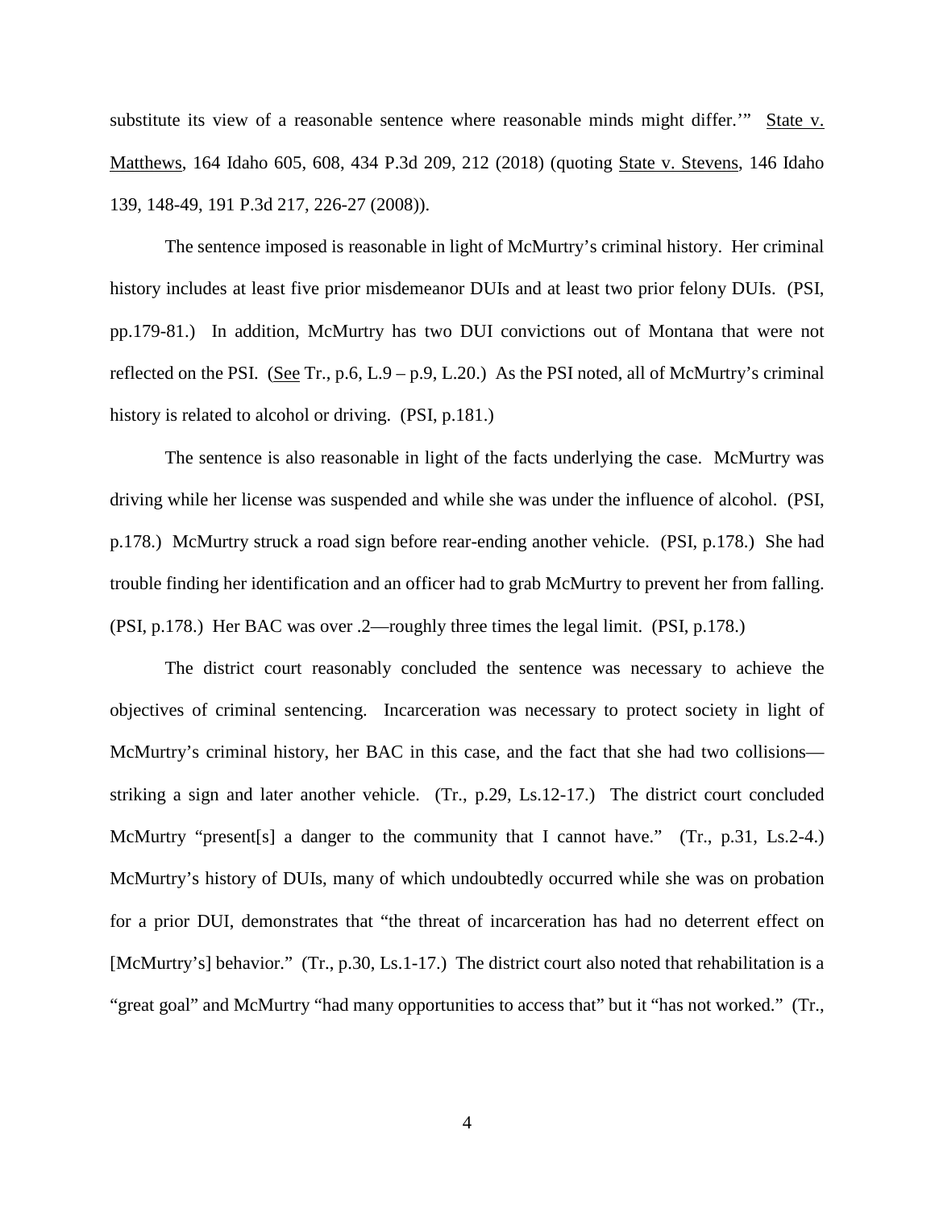substitute its view of a reasonable sentence where reasonable minds might differ.'" State v. Matthews, 164 Idaho 605, 608, 434 P.3d 209, 212 (2018) (quoting State v. Stevens, 146 Idaho 139, 148-49, 191 P.3d 217, 226-27 (2008)).

The sentence imposed is reasonable in light of McMurtry's criminal history. Her criminal history includes at least five prior misdemeanor DUIs and at least two prior felony DUIs. (PSI, pp.179-81.) In addition, McMurtry has two DUI convictions out of Montana that were not reflected on the PSI. (See Tr., p.6, L.9 – p.9, L.20.) As the PSI noted, all of McMurtry's criminal history is related to alcohol or driving. (PSI, p.181.)

The sentence is also reasonable in light of the facts underlying the case. McMurtry was driving while her license was suspended and while she was under the influence of alcohol. (PSI, p.178.) McMurtry struck a road sign before rear-ending another vehicle. (PSI, p.178.) She had trouble finding her identification and an officer had to grab McMurtry to prevent her from falling. (PSI, p.178.) Her BAC was over .2—roughly three times the legal limit. (PSI, p.178.)

The district court reasonably concluded the sentence was necessary to achieve the objectives of criminal sentencing. Incarceration was necessary to protect society in light of McMurtry's criminal history, her BAC in this case, and the fact that she had two collisions—striking a sign and later another vehicle. (Tr., p.29, Ls.12-17.) The district court concluded McMurtry "present[s] a danger to the community that I cannot have." (Tr., p.31, Ls.2-4.) McMurtry's history of DUIs, many of which undoubtedly occurred while she was on probation for a prior DUI, demonstrates that "the threat of incarceration has had no deterrent effect on [McMurtry's] behavior." (Tr., p.30, Ls.1-17.) The district court also noted that rehabilitation is a "great goal" and McMurtry "had many opportunities to access that" but it "has not worked." (Tr.,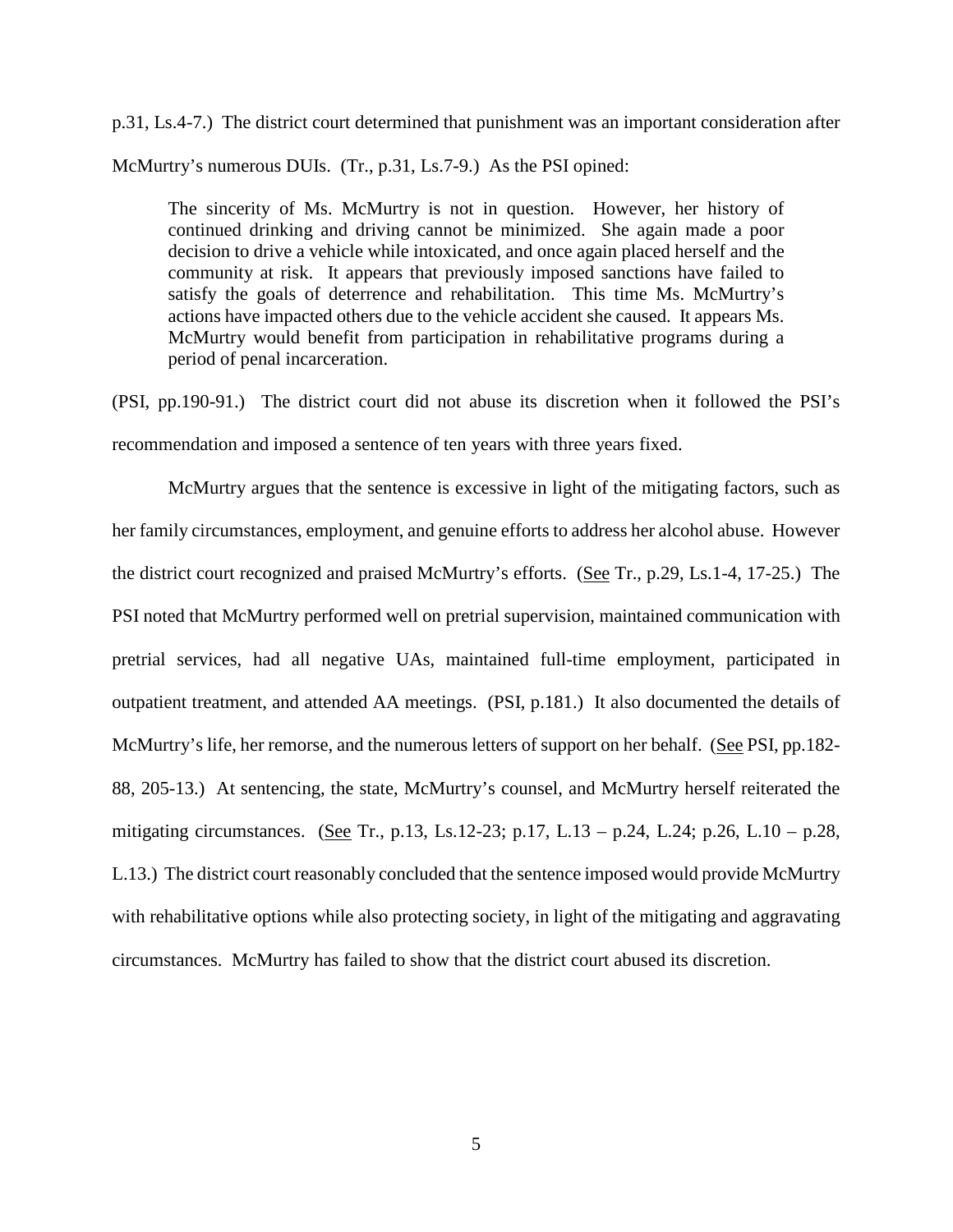p.31, Ls.4-7.) The district court determined that punishment was an important consideration after McMurtry's numerous DUIs. (Tr., p.31, Ls.7-9.) As the PSI opined:

> The sincerity of Ms. McMurtry is not in question. However, her history of continued drinking and driving cannot be minimized. She again made a poor decision to drive a vehicle while intoxicated, and once again placed herself and the community at risk. It appears that previously imposed sanctions have failed to satisfy the goals of deterrence and rehabilitation. This time Ms. McMurtry's actions have impacted others due to the vehicle accident she caused. It appears Ms. McMurtry would benefit from participation in rehabilitative programs during a period of penal incarceration.

(PSI, pp.190-91.) The district court did not abuse its discretion when it followed the PSI's recommendation and imposed a sentence of ten years with three years fixed.

McMurtry argues that the sentence is excessive in light of the mitigating factors, such as her family circumstances, employment, and genuine efforts to address her alcohol abuse. However the district court recognized and praised McMurtry's efforts. (See Tr., p.29, Ls.1-4, 17-25.) The PSI noted that McMurtry performed well on pretrial supervision, maintained communication with pretrial services, had all negative UAs, maintained full-time employment, participated in outpatient treatment, and attended AA meetings. (PSI, p.181.) It also documented the details of McMurtry's life, her remorse, and the numerous letters of support on her behalf. (See PSI, pp.182-88, 205-13.) At sentencing, the state, McMurtry's counsel, and McMurtry herself reiterated the mitigating circumstances. (See Tr., p.13, Ls.12-23; p.17, L.13 – p.24, L.24; p.26, L.10 – p.28, L.13.) The district court reasonably concluded that the sentence imposed would provide McMurtry with rehabilitative options while also protecting society, in light of the mitigating and aggravating circumstances. McMurtry has failed to show that the district court abused its discretion.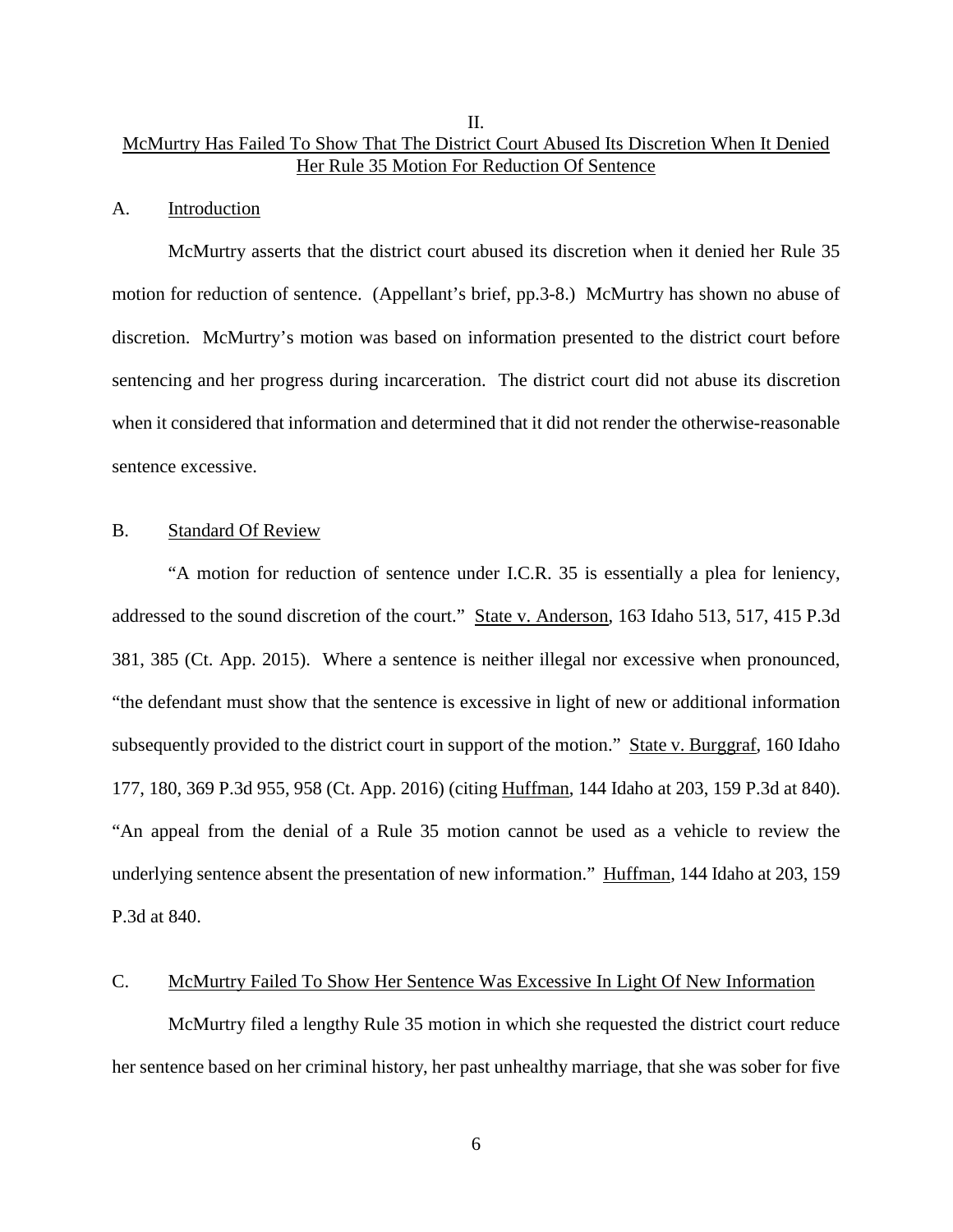## II.
## McMurtry Has Failed To Show That The District Court Abused Its Discretion When It Denied Her Rule 35 Motion For Reduction Of Sentence

### A. Introduction

McMurtry asserts that the district court abused its discretion when it denied her Rule 35 motion for reduction of sentence. (Appellant's brief, pp.3-8.) McMurtry has shown no abuse of discretion. McMurtry's motion was based on information presented to the district court before sentencing and her progress during incarceration. The district court did not abuse its discretion when it considered that information and determined that it did not render the otherwise-reasonable sentence excessive.

### B. Standard Of Review

"A motion for reduction of sentence under I.C.R. 35 is essentially a plea for leniency, addressed to the sound discretion of the court." State v. Anderson, 163 Idaho 513, 517, 415 P.3d 381, 385 (Ct. App. 2015). Where a sentence is neither illegal nor excessive when pronounced, "the defendant must show that the sentence is excessive in light of new or additional information subsequently provided to the district court in support of the motion." State v. Burggraf, 160 Idaho 177, 180, 369 P.3d 955, 958 (Ct. App. 2016) (citing Huffman, 144 Idaho at 203, 159 P.3d at 840). "An appeal from the denial of a Rule 35 motion cannot be used as a vehicle to review the underlying sentence absent the presentation of new information." Huffman, 144 Idaho at 203, 159 P.3d at 840.

### C. McMurtry Failed To Show Her Sentence Was Excessive In Light Of New Information

McMurtry filed a lengthy Rule 35 motion in which she requested the district court reduce her sentence based on her criminal history, her past unhealthy marriage, that she was sober for five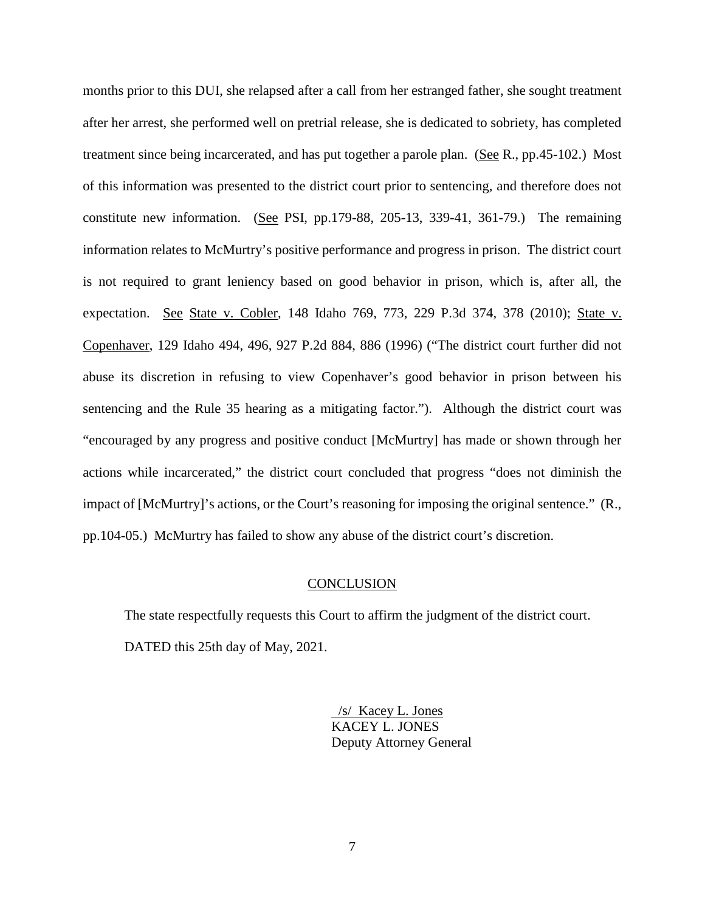months prior to this DUI, she relapsed after a call from her estranged father, she sought treatment after her arrest, she performed well on pretrial release, she is dedicated to sobriety, has completed treatment since being incarcerated, and has put together a parole plan. (See R., pp.45-102.) Most of this information was presented to the district court prior to sentencing, and therefore does not constitute new information. (See PSI, pp.179-88, 205-13, 339-41, 361-79.) The remaining information relates to McMurtry's positive performance and progress in prison. The district court is not required to grant leniency based on good behavior in prison, which is, after all, the expectation. See State v. Cobler, 148 Idaho 769, 773, 229 P.3d 374, 378 (2010); State v. Copenhaver, 129 Idaho 494, 496, 927 P.2d 884, 886 (1996) ("The district court further did not abuse its discretion in refusing to view Copenhaver's good behavior in prison between his sentencing and the Rule 35 hearing as a mitigating factor."). Although the district court was "encouraged by any progress and positive conduct [McMurtry] has made or shown through her actions while incarcerated," the district court concluded that progress "does not diminish the impact of [McMurtry]'s actions, or the Court's reasoning for imposing the original sentence." (R., pp.104-05.) McMurtry has failed to show any abuse of the district court's discretion.

## CONCLUSION

The state respectfully requests this Court to affirm the judgment of the district court.

DATED this 25th day of May, 2021.

/s/ Kacey L. Jones
KACEY L. JONES
Deputy Attorney General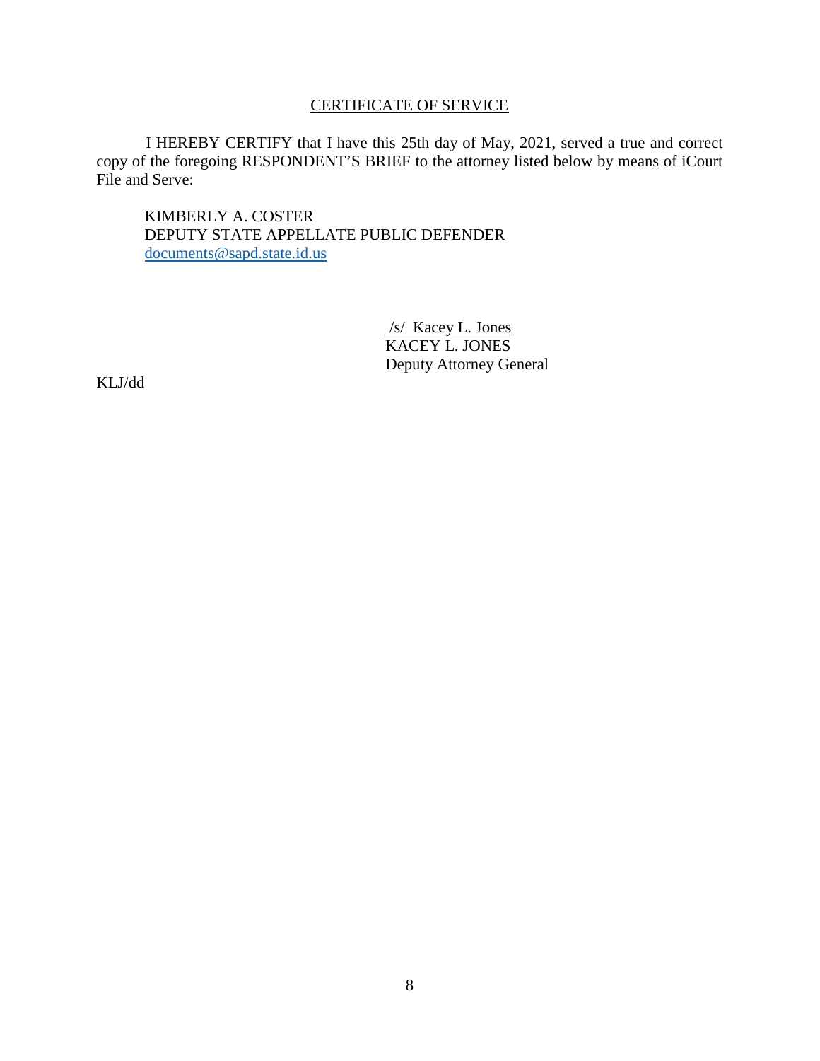## CERTIFICATE OF SERVICE

I HEREBY CERTIFY that I have this 25th day of May, 2021, served a true and correct copy of the foregoing RESPONDENT'S BRIEF to the attorney listed below by means of iCourt File and Serve:

KIMBERLY A. COSTER
DEPUTY STATE APPELLATE PUBLIC DEFENDER
documents@sapd.state.id.us

/s/ Kacey L. Jones
KACEY L. JONES
Deputy Attorney General

KLJ/dd